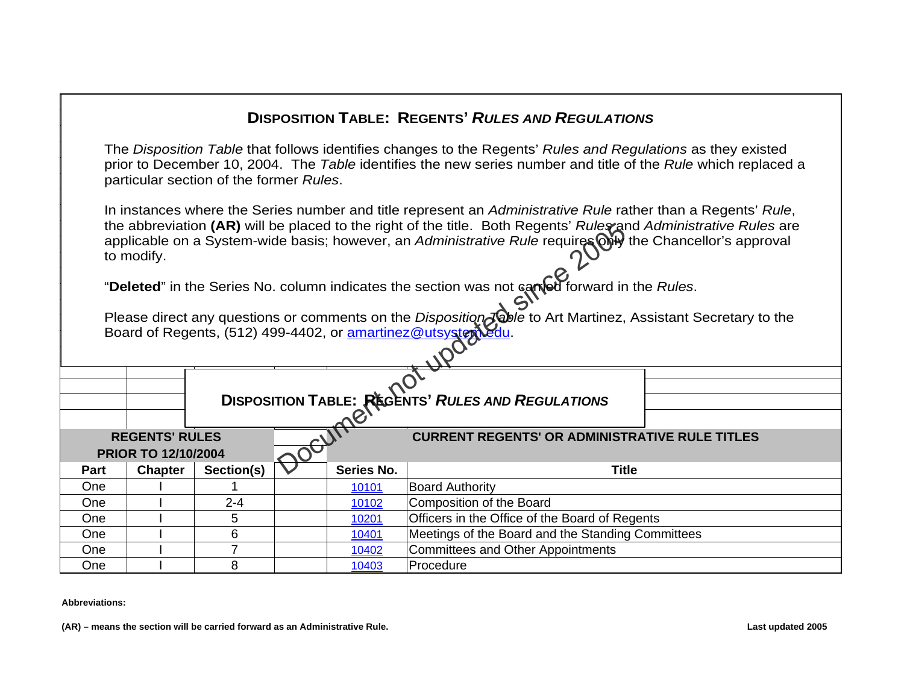# DISPOSITION TABLE: REGENTS' *RULES AND REGULATIONS*

The *Disposition Table* that follows identifies changes to the Regents' *Rules and Regulations* as they existed prior to December 10, 2004. The *Table* identifies the new series number and title of the *Rule* which replaced a particular section of the former *Rules*.

In instances where the Series number and title represent an *Administrative Rule* rather than a Regents' *Rule*, the abbreviation **(AR)** will be placed to the right of the title. Both Regents' *Rules* and *Administrative Rules* are applicable on a System-wide basis; however, an *Administrative Rule* requires only the Chancellor's approval to modify.

"**Deleted**" in the Series No. column indicates the section was not carried forward in the *Rules*.

Please direct any questions or comments on the *Disposition Table* to Art Martinez, Assistant Secretary to the Board of Regents, (512) 499-4402, or amartinez@utsystem.edu.

Document not updated since 2005

## DISPOSITION TABLE: REGENTS' *RULES AND REGULATIONS*

| REGENTS' RULES PRIOR TO 12/10/2004 | | | | CURRENT REGENTS' OR ADMINISTRATIVE RULE TITLES | |
|---|---|---|---|---|---|
| **Part** | **Chapter** | **Section(s)** | | **Series No.** | **Title** |
| One | I | 1 | | 10101 | Board Authority |
| One | I | 2-4 | | 10102 | Composition of the Board |
| One | I | 5 | | 10201 | Officers in the Office of the Board of Regents |
| One | I | 6 | | 10401 | Meetings of the Board and the Standing Committees |
| One | I | 7 | | 10402 | Committees and Other Appointments |
| One | I | 8 | | 10403 | Procedure |

**Abbreviations:**

**(AR) – means the section will be carried forward as an Administrative Rule.**

**Last updated 2005**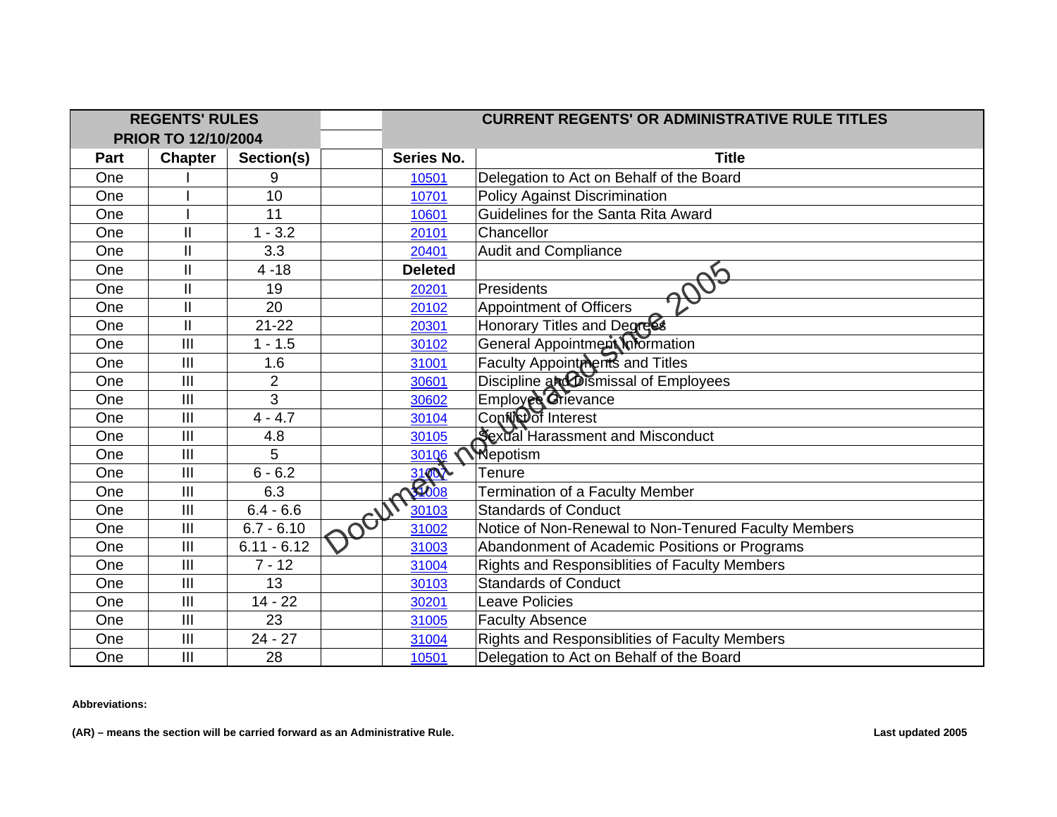| REGENTS' RULES PRIOR TO 12/10/2004 | | | | CURRENT REGENTS' OR ADMINISTRATIVE RULE TITLES | |
|---|---|---|---|---|---|
| Part | Chapter | Section(s) | | Series No. | Title |
| One | I | 9 | | 10501 | Delegation to Act on Behalf of the Board |
| One | I | 10 | | 10701 | Policy Against Discrimination |
| One | I | 11 | | 10601 | Guidelines for the Santa Rita Award |
| One | II | 1 - 3.2 | | 20101 | Chancellor |
| One | II | 3.3 | | 20401 | Audit and Compliance |
| One | II | 4 -18 | | **Deleted** | |
| One | II | 19 | | 20201 | Presidents |
| One | II | 20 | | 20102 | Appointment of Officers |
| One | II | 21-22 | | 20301 | Honorary Titles and Degrees |
| One | III | 1 - 1.5 | | 30102 | General Appointment Information |
| One | III | 1.6 | | 31001 | Faculty Appointments and Titles |
| One | III | 2 | | 30601 | Discipline and Dismissal of Employees |
| One | III | 3 | | 30602 | Employee Grievance |
| One | III | 4 - 4.7 | | 30104 | Conflict of Interest |
| One | III | 4.8 | | 30105 | Sexual Harassment and Misconduct |
| One | III | 5 | | 30106 | Nepotism |
| One | III | 6 - 6.2 | | 31007 | Tenure |
| One | III | 6.3 | | 31008 | Termination of a Faculty Member |
| One | III | 6.4 - 6.6 | | 30103 | Standards of Conduct |
| One | III | 6.7 - 6.10 | | 31002 | Notice of Non-Renewal to Non-Tenured Faculty Members |
| One | III | 6.11 - 6.12 | | 31003 | Abandonment of Academic Positions or Programs |
| One | III | 7 - 12 | | 31004 | Rights and Responsiblities of Faculty Members |
| One | III | 13 | | 30103 | Standards of Conduct |
| One | III | 14 - 22 | | 30201 | Leave Policies |
| One | III | 23 | | 31005 | Faculty Absence |
| One | III | 24 - 27 | | 31004 | Rights and Responsiblities of Faculty Members |
| One | III | 28 | | 10501 | Delegation to Act on Behalf of the Board |

Document not updated since 2005

**Abbreviations:**

**(AR) – means the section will be carried forward as an Administrative Rule.**

**Last updated 2005**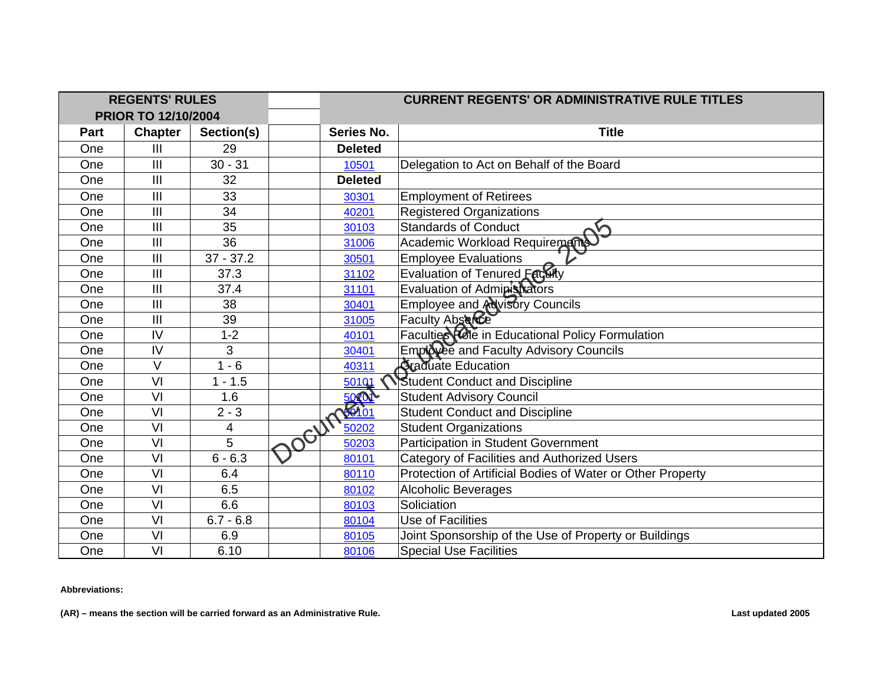| REGENTS' RULES PRIOR TO 12/10/2004 | | | | CURRENT REGENTS' OR ADMINISTRATIVE RULE TITLES | |
|---|---|---|---|---|---|
| Part | Chapter | Section(s) | | Series No. | Title |
| One | III | 29 | | **Deleted** | |
| One | III | 30 - 31 | | 10501 | Delegation to Act on Behalf of the Board |
| One | III | 32 | | **Deleted** | |
| One | III | 33 | | 30301 | Employment of Retirees |
| One | III | 34 | | 40201 | Registered Organizations |
| One | III | 35 | | 30103 | Standards of Conduct |
| One | III | 36 | | 31006 | Academic Workload Requirements |
| One | III | 37 - 37.2 | | 30501 | Employee Evaluations |
| One | III | 37.3 | | 31102 | Evaluation of Tenured Faculty |
| One | III | 37.4 | | 31101 | Evaluation of Administrators |
| One | III | 38 | | 30401 | Employee and Advisory Councils |
| One | III | 39 | | 31005 | Faculty Absence |
| One | IV | 1-2 | | 40101 | Faculties Role in Educational Policy Formulation |
| One | IV | 3 | | 30401 | Employee and Faculty Advisory Councils |
| One | V | 1 - 6 | | 40311 | Graduate Education |
| One | VI | 1 - 1.5 | | 50101 | Student Conduct and Discipline |
| One | VI | 1.6 | | 50201 | Student Advisory Council |
| One | VI | 2 - 3 | | 50101 | Student Conduct and Discipline |
| One | VI | 4 | | 50202 | Student Organizations |
| One | VI | 5 | | 50203 | Participation in Student Government |
| One | VI | 6 - 6.3 | | 80101 | Category of Facilities and Authorized Users |
| One | VI | 6.4 | | 80110 | Protection of Artificial Bodies of Water or Other Property |
| One | VI | 6.5 | | 80102 | Alcoholic Beverages |
| One | VI | 6.6 | | 80103 | Soliciation |
| One | VI | 6.7 - 6.8 | | 80104 | Use of Facilities |
| One | VI | 6.9 | | 80105 | Joint Sponsorship of the Use of Property or Buildings |
| One | VI | 6.10 | | 80106 | Special Use Facilities |

Document not updated since 2005

**Abbreviations:**

**(AR) – means the section will be carried forward as an Administrative Rule.**

**Last updated 2005**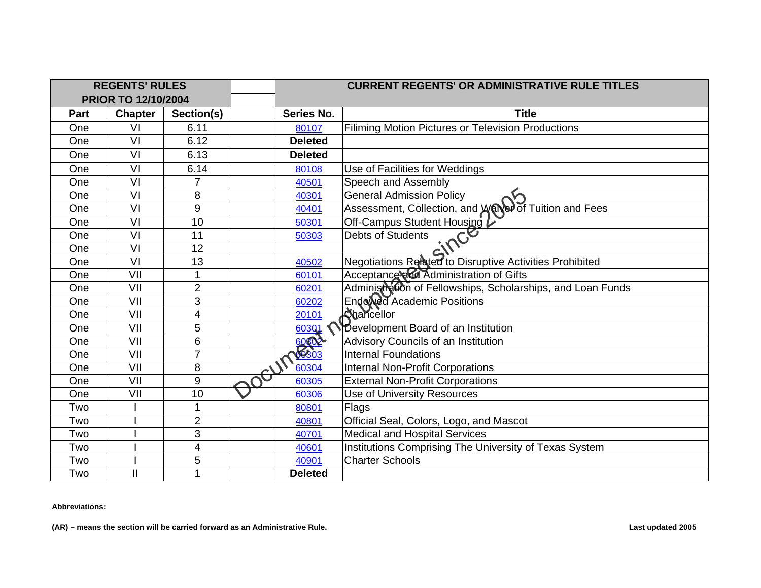| REGENTS' RULES PRIOR TO 12/10/2004 | | | | CURRENT REGENTS' OR ADMINISTRATIVE RULE TITLES | |
|---|---|---|---|---|---|
| Part | Chapter | Section(s) | | Series No. | Title |
| One | VI | 6.11 | | 80107 | Filiming Motion Pictures or Television Productions |
| One | VI | 6.12 | | **Deleted** | |
| One | VI | 6.13 | | **Deleted** | |
| One | VI | 6.14 | | 80108 | Use of Facilities for Weddings |
| One | VI | 7 | | 40501 | Speech and Assembly |
| One | VI | 8 | | 40301 | General Admission Policy |
| One | VI | 9 | | 40401 | Assessment, Collection, and Waiver of Tuition and Fees |
| One | VI | 10 | | 50301 | Off-Campus Student Housing |
| One | VI | 11 | | 50303 | Debts of Students |
| One | VI | 12 | | | |
| One | VI | 13 | | 40502 | Negotiations Related to Disruptive Activities Prohibited |
| One | VII | 1 | | 60101 | Acceptance and Administration of Gifts |
| One | VII | 2 | | 60201 | Administration of Fellowships, Scholarships, and Loan Funds |
| One | VII | 3 | | 60202 | Endowed Academic Positions |
| One | VII | 4 | | 20101 | Chancellor |
| One | VII | 5 | | 60301 | Development Board of an Institution |
| One | VII | 6 | | 60302 | Advisory Councils of an Institution |
| One | VII | 7 | | 60303 | Internal Foundations |
| One | VII | 8 | | 60304 | Internal Non-Profit Corporations |
| One | VII | 9 | | 60305 | External Non-Profit Corporations |
| One | VII | 10 | | 60306 | Use of University Resources |
| Two | I | 1 | | 80801 | Flags |
| Two | I | 2 | | 40801 | Official Seal, Colors, Logo, and Mascot |
| Two | I | 3 | | 40701 | Medical and Hospital Services |
| Two | I | 4 | | 40601 | Institutions Comprising The University of Texas System |
| Two | I | 5 | | 40901 | Charter Schools |
| Two | II | 1 | | **Deleted** | |

Document not updated since 2005

**Abbreviations:**

**(AR) – means the section will be carried forward as an Administrative Rule.**

**Last updated 2005**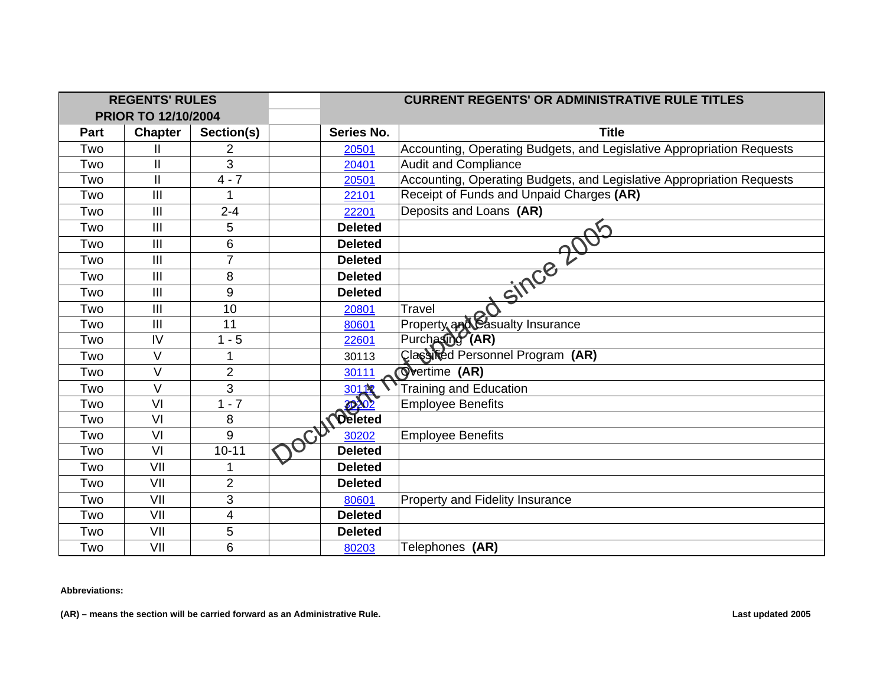| REGENTS' RULES PRIOR TO 12/10/2004 | | | | CURRENT REGENTS' OR ADMINISTRATIVE RULE TITLES | |
|---|---|---|---|---|---|
| Part | Chapter | Section(s) | | Series No. | Title |
| Two | II | 2 | | 20501 | Accounting, Operating Budgets, and Legislative Appropriation Requests |
| Two | II | 3 | | 20401 | Audit and Compliance |
| Two | II | 4 - 7 | | 20501 | Accounting, Operating Budgets, and Legislative Appropriation Requests |
| Two | III | 1 | | 22101 | Receipt of Funds and Unpaid Charges **(AR)** |
| Two | III | 2-4 | | 22201 | Deposits and Loans **(AR)** |
| Two | III | 5 | | **Deleted** | |
| Two | III | 6 | | **Deleted** | |
| Two | III | 7 | | **Deleted** | |
| Two | III | 8 | | **Deleted** | |
| Two | III | 9 | | **Deleted** | |
| Two | III | 10 | | 20801 | Travel |
| Two | III | 11 | | 80601 | Property and Casualty Insurance |
| Two | IV | 1 - 5 | | 22601 | Purchasing **(AR)** |
| Two | V | 1 | | 30113 | Classified Personnel Program **(AR)** |
| Two | V | 2 | | 30111 | Overtime **(AR)** |
| Two | V | 3 | | 30112 | Training and Education |
| Two | VI | 1 - 7 | | 30202 | Employee Benefits |
| Two | VI | 8 | | **Deleted** | |
| Two | VI | 9 | | 30202 | Employee Benefits |
| Two | VI | 10-11 | | **Deleted** | |
| Two | VII | 1 | | **Deleted** | |
| Two | VII | 2 | | **Deleted** | |
| Two | VII | 3 | | 80601 | Property and Fidelity Insurance |
| Two | VII | 4 | | **Deleted** | |
| Two | VII | 5 | | **Deleted** | |
| Two | VII | 6 | | 80203 | Telephones **(AR)** |

Document not updated since 2005

**Abbreviations:**

**(AR) – means the section will be carried forward as an Administrative Rule.**

**Last updated 2005**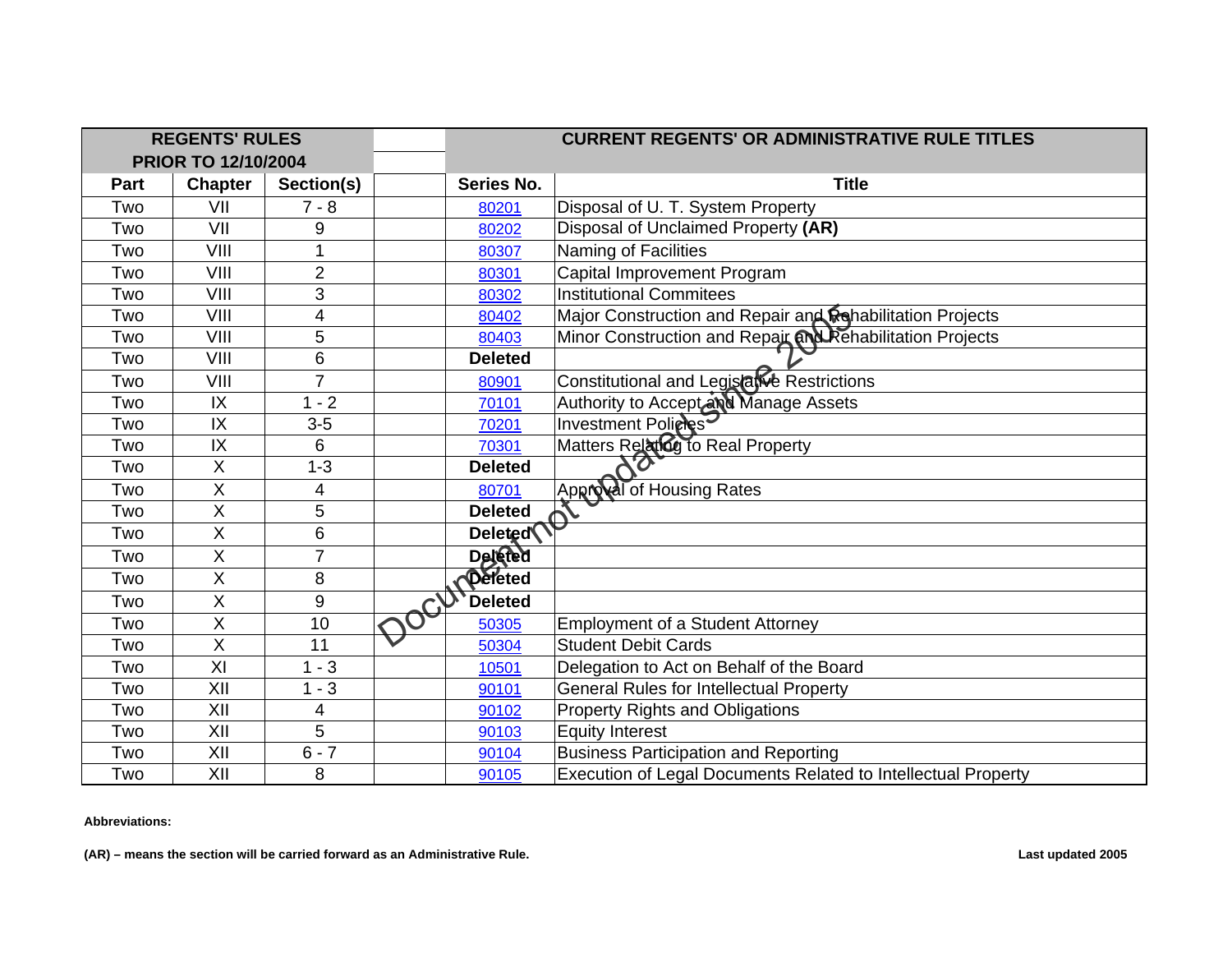| REGENTS' RULES PRIOR TO 12/10/2004 | | | | CURRENT REGENTS' OR ADMINISTRATIVE RULE TITLES | |
|---|---|---|---|---|---|
| **Part** | **Chapter** | **Section(s)** | | **Series No.** | **Title** |
| Two | VII | 7 - 8 | | 80201 | Disposal of U. T. System Property |
| Two | VII | 9 | | 80202 | Disposal of Unclaimed Property **(AR)** |
| Two | VIII | 1 | | 80307 | Naming of Facilities |
| Two | VIII | 2 | | 80301 | Capital Improvement Program |
| Two | VIII | 3 | | 80302 | Institutional Commitees |
| Two | VIII | 4 | | 80402 | Major Construction and Repair and Rehabilitation Projects |
| Two | VIII | 5 | | 80403 | Minor Construction and Repair and Rehabilitation Projects |
| Two | VIII | 6 | | **Deleted** | |
| Two | VIII | 7 | | 80901 | Constitutional and Legislative Restrictions |
| Two | IX | 1 - 2 | | 70101 | Authority to Accept and Manage Assets |
| Two | IX | 3-5 | | 70201 | Investment Policies |
| Two | IX | 6 | | 70301 | Matters Relating to Real Property |
| Two | X | 1-3 | | **Deleted** | |
| Two | X | 4 | | 80701 | Approval of Housing Rates |
| Two | X | 5 | | **Deleted** | |
| Two | X | 6 | | **Deleted** | |
| Two | X | 7 | | **Deleted** | |
| Two | X | 8 | | **Deleted** | |
| Two | X | 9 | | **Deleted** | |
| Two | X | 10 | | 50305 | Employment of a Student Attorney |
| Two | X | 11 | | 50304 | Student Debit Cards |
| Two | XI | 1 - 3 | | 10501 | Delegation to Act on Behalf of the Board |
| Two | XII | 1 - 3 | | 90101 | General Rules for Intellectual Property |
| Two | XII | 4 | | 90102 | Property Rights and Obligations |
| Two | XII | 5 | | 90103 | Equity Interest |
| Two | XII | 6 - 7 | | 90104 | Business Participation and Reporting |
| Two | XII | 8 | | 90105 | Execution of Legal Documents Related to Intellectual Property |

Document not updated since 2005

**Abbreviations:**

**(AR) – means the section will be carried forward as an Administrative Rule.**

**Last updated 2005**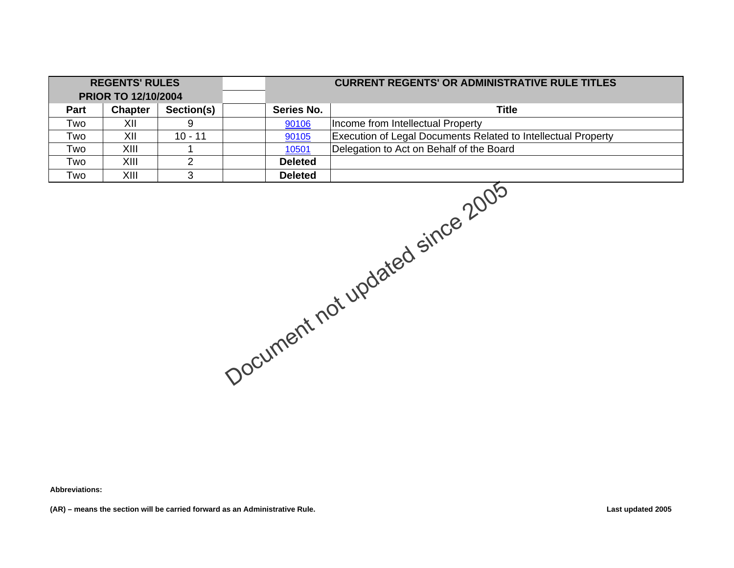| REGENTS' RULES PRIOR TO 12/10/2004 | | | | CURRENT REGENTS' OR ADMINISTRATIVE RULE TITLES | |
|---|---|---|---|---|---|
| Part | Chapter | Section(s) | | Series No. | Title |
| Two | XII | 9 | | 90106 | Income from Intellectual Property |
| Two | XII | 10 - 11 | | 90105 | Execution of Legal Documents Related to Intellectual Property |
| Two | XIII | 1 | | 10501 | Delegation to Act on Behalf of the Board |
| Two | XIII | 2 | | **Deleted** | |
| Two | XIII | 3 | | **Deleted** | |

Document not updated since 2005

**Abbreviations:**

**(AR) – means the section will be carried forward as an Administrative Rule.**

**Last updated 2005**